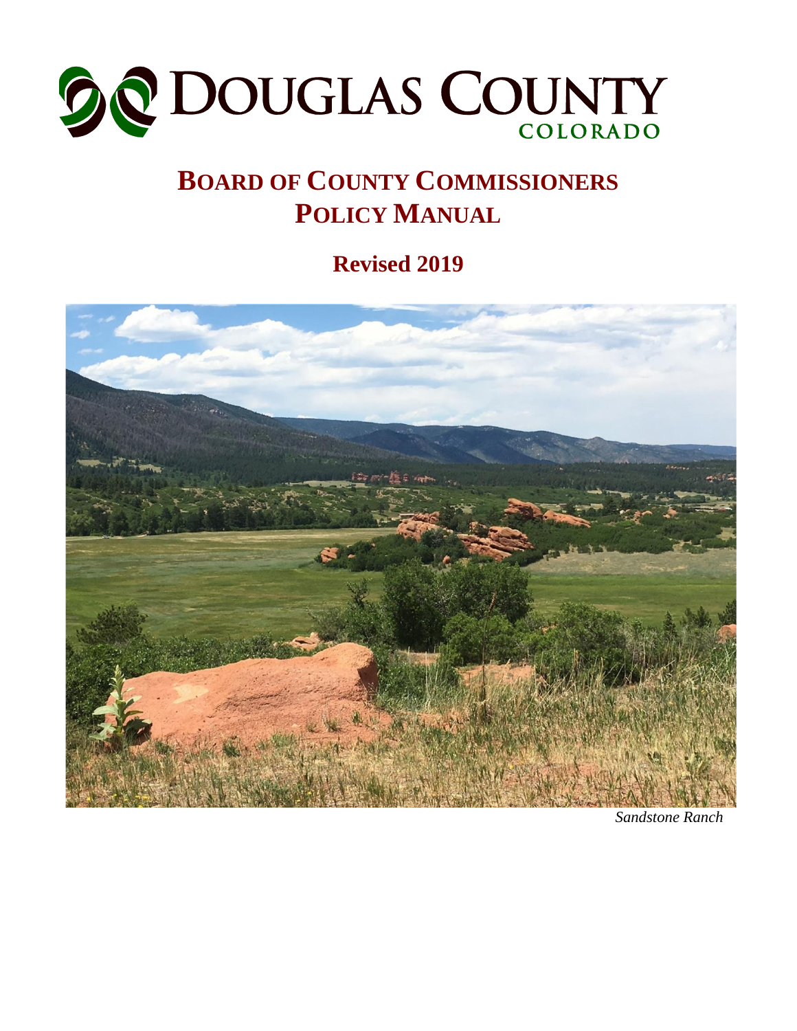# DOUGLAS COUNTY

COLORADO

# BOARD OF COUNTY COMMISSIONERS POLICY MANUAL

## Revised 2019

*Sandstone Ranch*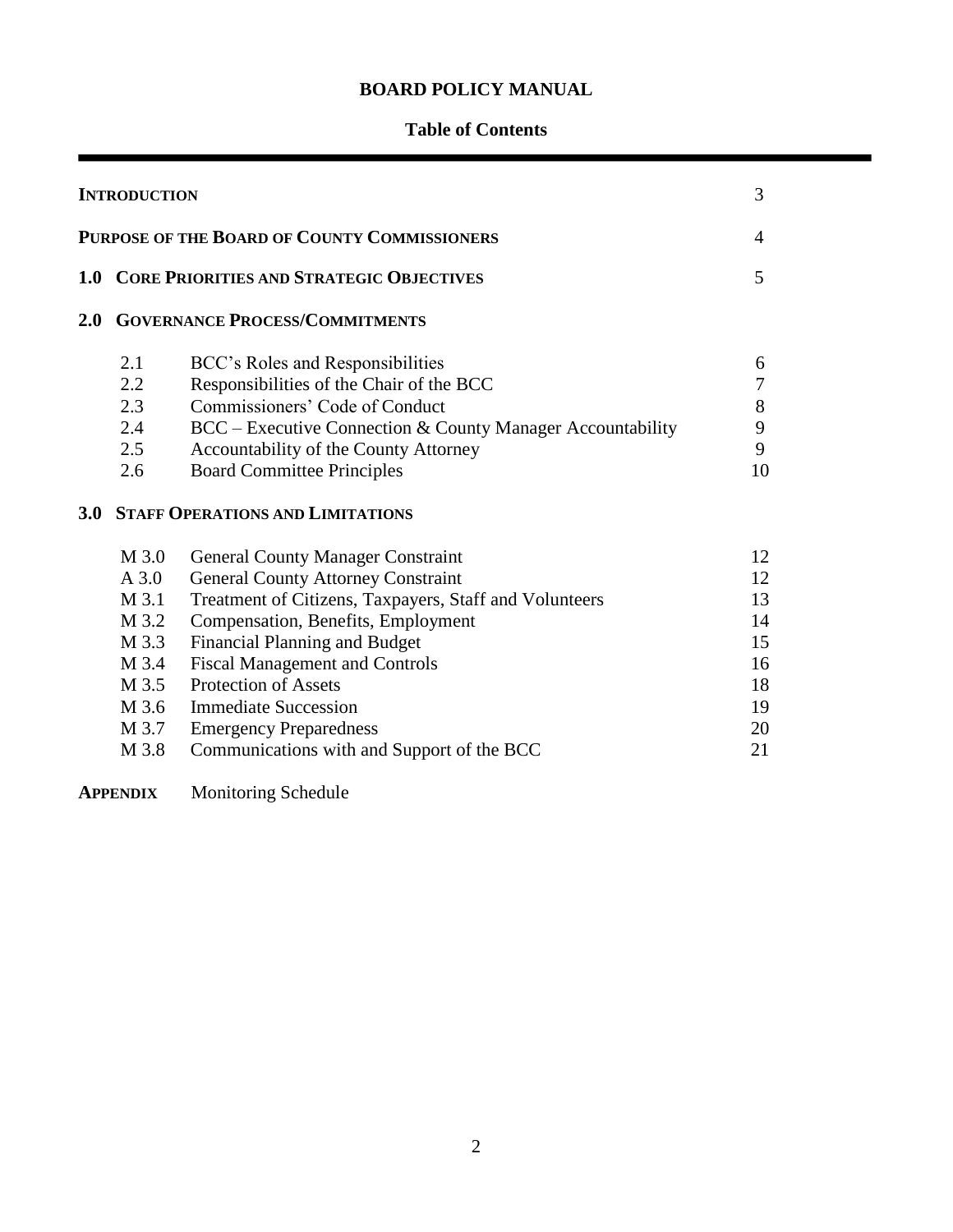# BOARD POLICY MANUAL

## Table of Contents

| | | |
|---|---|---|
| **INTRODUCTION** | | 3 |
| **PURPOSE OF THE BOARD OF COUNTY COMMISSIONERS** | | 4 |
| **1.0 CORE PRIORITIES AND STRATEGIC OBJECTIVES** | | 5 |
| **2.0 GOVERNANCE PROCESS/COMMITMENTS** | | |
| 2.1 | BCC's Roles and Responsibilities | 6 |
| 2.2 | Responsibilities of the Chair of the BCC | 7 |
| 2.3 | Commissioners' Code of Conduct | 8 |
| 2.4 | BCC – Executive Connection & County Manager Accountability | 9 |
| 2.5 | Accountability of the County Attorney | 9 |
| 2.6 | Board Committee Principles | 10 |
| **3.0 STAFF OPERATIONS AND LIMITATIONS** | | |
| M 3.0 | General County Manager Constraint | 12 |
| A 3.0 | General County Attorney Constraint | 12 |
| M 3.1 | Treatment of Citizens, Taxpayers, Staff and Volunteers | 13 |
| M 3.2 | Compensation, Benefits, Employment | 14 |
| M 3.3 | Financial Planning and Budget | 15 |
| M 3.4 | Fiscal Management and Controls | 16 |
| M 3.5 | Protection of Assets | 18 |
| M 3.6 | Immediate Succession | 19 |
| M 3.7 | Emergency Preparedness | 20 |
| M 3.8 | Communications with and Support of the BCC | 21 |
| **APPENDIX** | Monitoring Schedule | |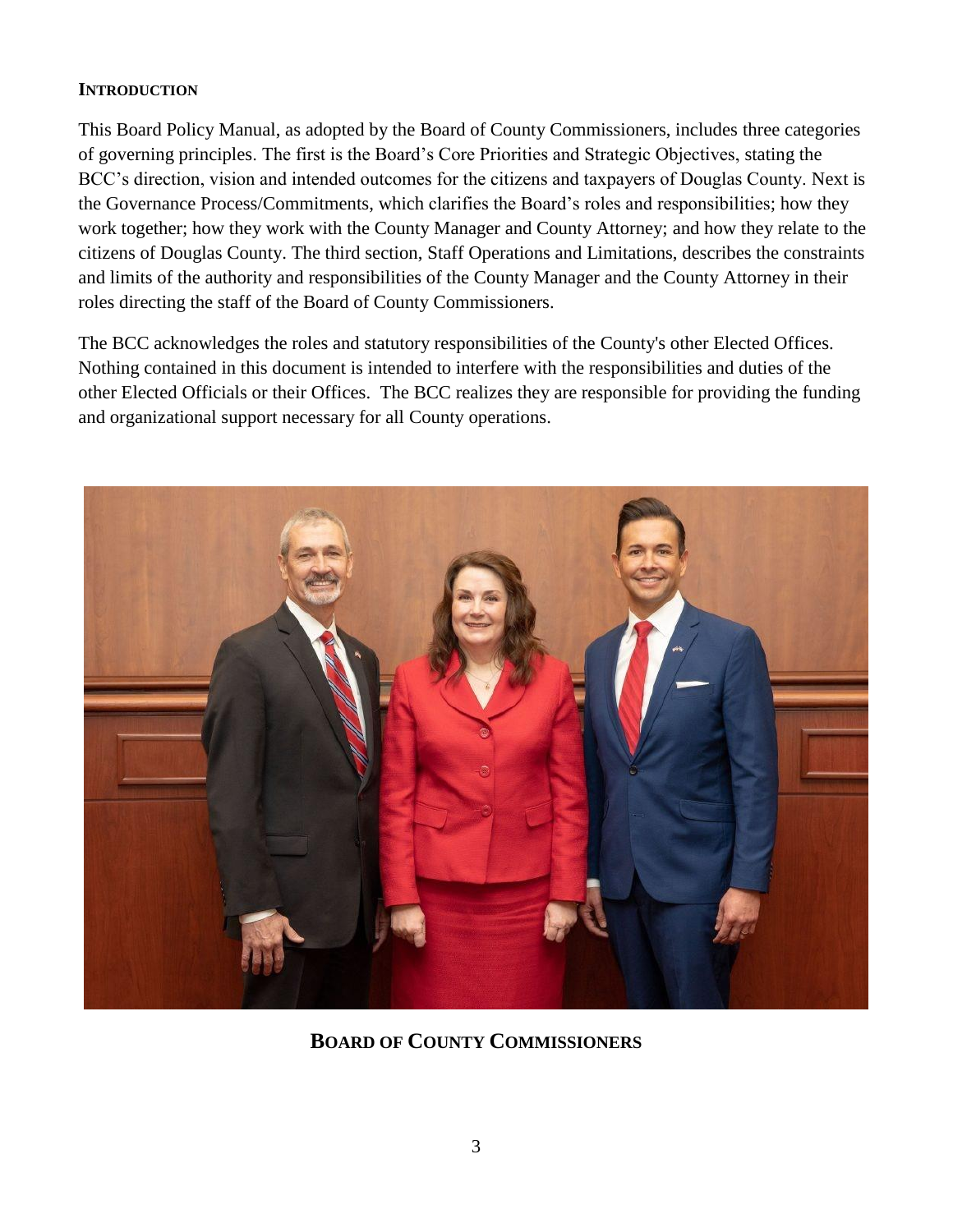## INTRODUCTION

This Board Policy Manual, as adopted by the Board of County Commissioners, includes three categories of governing principles. The first is the Board's Core Priorities and Strategic Objectives, stating the BCC's direction, vision and intended outcomes for the citizens and taxpayers of Douglas County. Next is the Governance Process/Commitments, which clarifies the Board's roles and responsibilities; how they work together; how they work with the County Manager and County Attorney; and how they relate to the citizens of Douglas County. The third section, Staff Operations and Limitations, describes the constraints and limits of the authority and responsibilities of the County Manager and the County Attorney in their roles directing the staff of the Board of County Commissioners.

The BCC acknowledges the roles and statutory responsibilities of the County's other Elected Offices. Nothing contained in this document is intended to interfere with the responsibilities and duties of the other Elected Officials or their Offices. The BCC realizes they are responsible for providing the funding and organizational support necessary for all County operations.

**BOARD OF COUNTY COMMISSIONERS**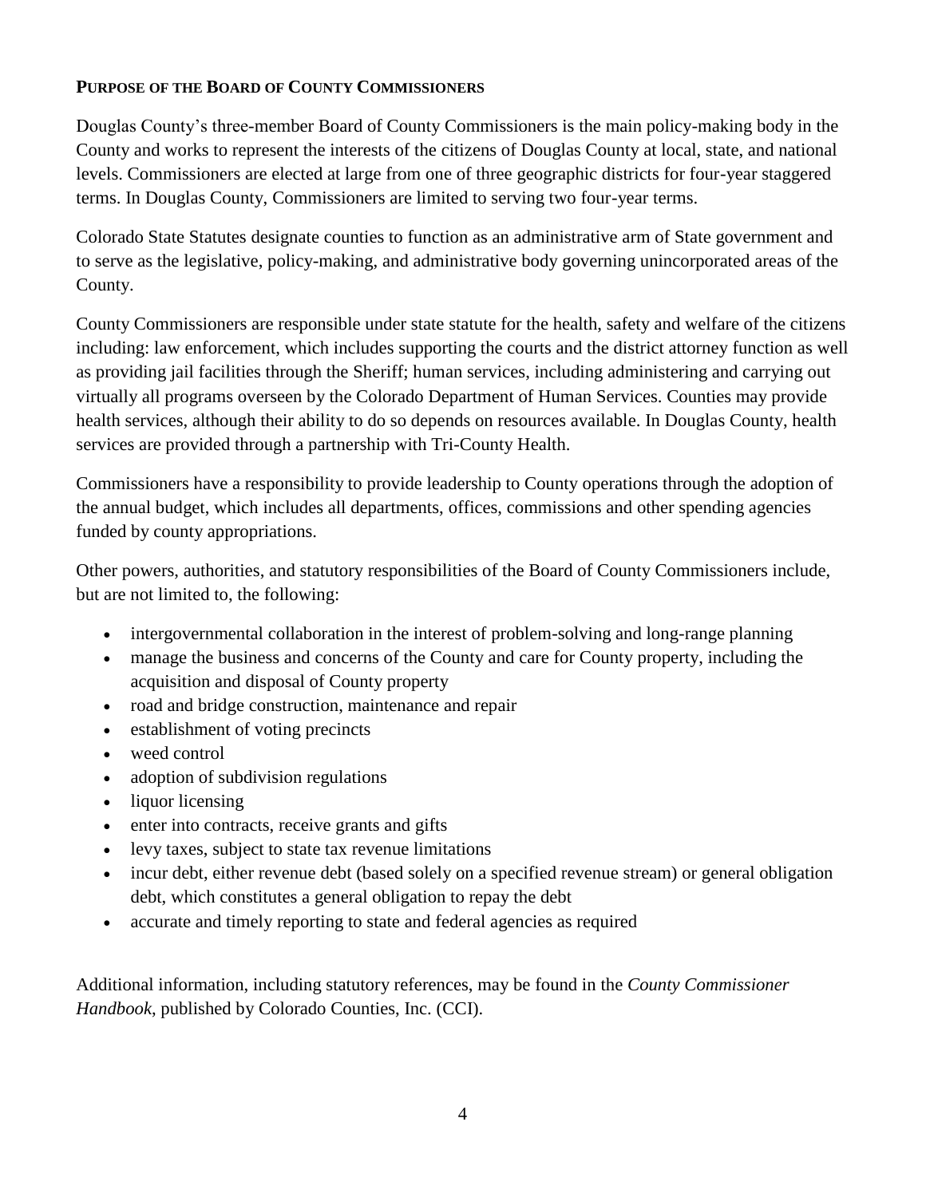## PURPOSE OF THE BOARD OF COUNTY COMMISSIONERS

Douglas County's three-member Board of County Commissioners is the main policy-making body in the County and works to represent the interests of the citizens of Douglas County at local, state, and national levels. Commissioners are elected at large from one of three geographic districts for four-year staggered terms. In Douglas County, Commissioners are limited to serving two four-year terms.

Colorado State Statutes designate counties to function as an administrative arm of State government and to serve as the legislative, policy-making, and administrative body governing unincorporated areas of the County.

County Commissioners are responsible under state statute for the health, safety and welfare of the citizens including: law enforcement, which includes supporting the courts and the district attorney function as well as providing jail facilities through the Sheriff; human services, including administering and carrying out virtually all programs overseen by the Colorado Department of Human Services. Counties may provide health services, although their ability to do so depends on resources available. In Douglas County, health services are provided through a partnership with Tri-County Health.

Commissioners have a responsibility to provide leadership to County operations through the adoption of the annual budget, which includes all departments, offices, commissions and other spending agencies funded by county appropriations.

Other powers, authorities, and statutory responsibilities of the Board of County Commissioners include, but are not limited to, the following:

- intergovernmental collaboration in the interest of problem-solving and long-range planning
- manage the business and concerns of the County and care for County property, including the acquisition and disposal of County property
- road and bridge construction, maintenance and repair
- establishment of voting precincts
- weed control
- adoption of subdivision regulations
- liquor licensing
- enter into contracts, receive grants and gifts
- levy taxes, subject to state tax revenue limitations
- incur debt, either revenue debt (based solely on a specified revenue stream) or general obligation debt, which constitutes a general obligation to repay the debt
- accurate and timely reporting to state and federal agencies as required

Additional information, including statutory references, may be found in the *County Commissioner Handbook*, published by Colorado Counties, Inc. (CCI).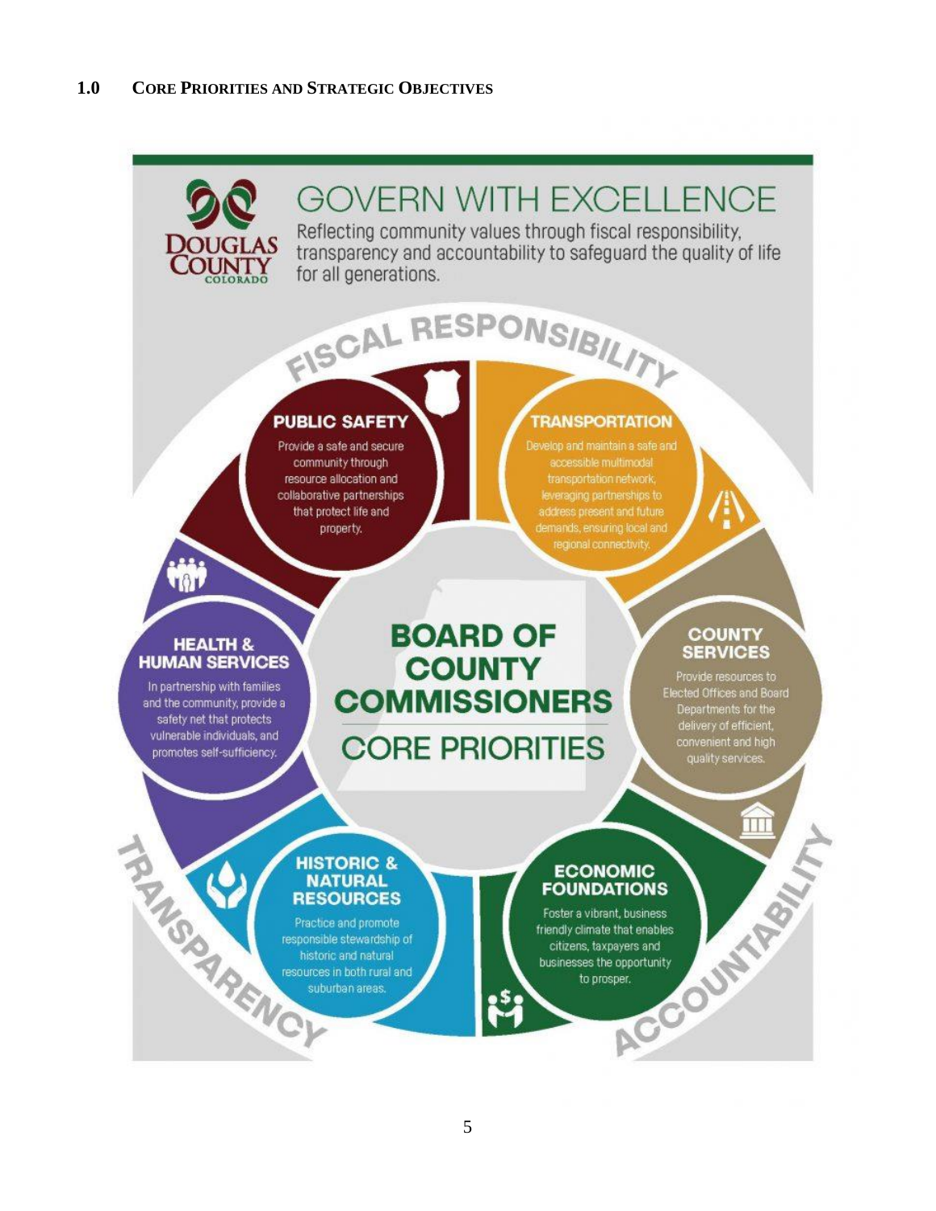## 1.0 CORE PRIORITIES AND STRATEGIC OBJECTIVES

DOUGLAS COUNTY COLORADO

# GOVERN WITH EXCELLENCE

Reflecting community values through fiscal responsibility, transparency and accountability to safeguard the quality of life for all generations.

FISCAL RESPONSIBILITY

### PUBLIC SAFETY

Provide a safe and secure community through resource allocation and collaborative partnerships that protect life and property.

### TRANSPORTATION

Develop and maintain a safe and accessible multimodal transportation network, leveraging partnerships to address present and future demands, ensuring local and regional connectivity.

### HEALTH & HUMAN SERVICES

In partnership with families and the community, provide a safety net that protects vulnerable individuals, and promotes self-sufficiency.

## BOARD OF COUNTY COMMISSIONERS

## CORE PRIORITIES

### COUNTY SERVICES

Provide resources to Elected Offices and Board Departments for the delivery of efficient, convenient and high quality services.

### HISTORIC & NATURAL RESOURCES

Practice and promote responsible stewardship of historic and natural resources in both rural and suburban areas.

### ECONOMIC FOUNDATIONS

Foster a vibrant, business friendly climate that enables citizens, taxpayers and businesses the opportunity to prosper.

TRANSPARENCY

ACCOUNTABILITY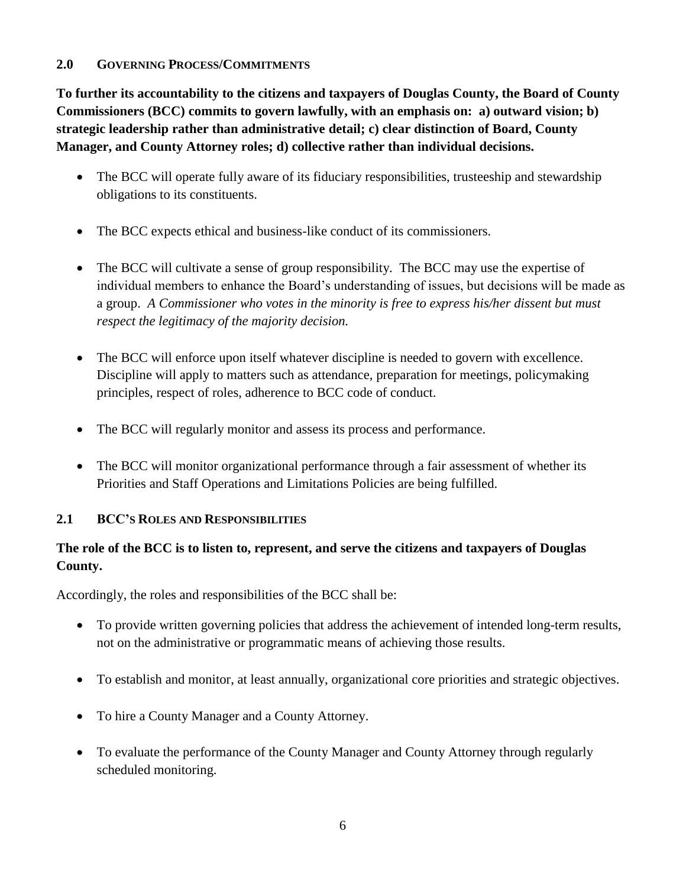## 2.0 GOVERNING PROCESS/COMMITMENTS

**To further its accountability to the citizens and taxpayers of Douglas County, the Board of County Commissioners (BCC) commits to govern lawfully, with an emphasis on: a) outward vision; b) strategic leadership rather than administrative detail; c) clear distinction of Board, County Manager, and County Attorney roles; d) collective rather than individual decisions.**

- The BCC will operate fully aware of its fiduciary responsibilities, trusteeship and stewardship obligations to its constituents.
- The BCC expects ethical and business-like conduct of its commissioners.
- The BCC will cultivate a sense of group responsibility. The BCC may use the expertise of individual members to enhance the Board's understanding of issues, but decisions will be made as a group. *A Commissioner who votes in the minority is free to express his/her dissent but must respect the legitimacy of the majority decision.*
- The BCC will enforce upon itself whatever discipline is needed to govern with excellence. Discipline will apply to matters such as attendance, preparation for meetings, policymaking principles, respect of roles, adherence to BCC code of conduct.
- The BCC will regularly monitor and assess its process and performance.
- The BCC will monitor organizational performance through a fair assessment of whether its Priorities and Staff Operations and Limitations Policies are being fulfilled.

## 2.1 BCC'S ROLES AND RESPONSIBILITIES

**The role of the BCC is to listen to, represent, and serve the citizens and taxpayers of Douglas County.**

Accordingly, the roles and responsibilities of the BCC shall be:

- To provide written governing policies that address the achievement of intended long-term results, not on the administrative or programmatic means of achieving those results.
- To establish and monitor, at least annually, organizational core priorities and strategic objectives.
- To hire a County Manager and a County Attorney.
- To evaluate the performance of the County Manager and County Attorney through regularly scheduled monitoring.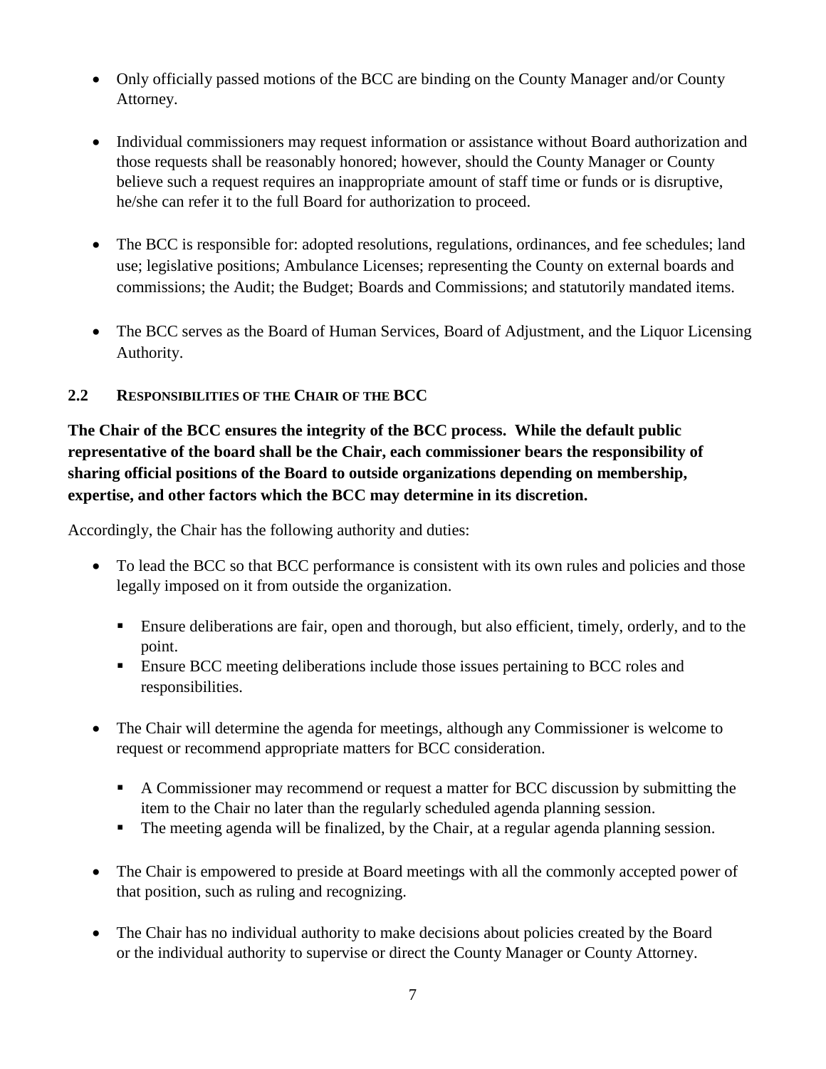- Only officially passed motions of the BCC are binding on the County Manager and/or County Attorney.

- Individual commissioners may request information or assistance without Board authorization and those requests shall be reasonably honored; however, should the County Manager or County believe such a request requires an inappropriate amount of staff time or funds or is disruptive, he/she can refer it to the full Board for authorization to proceed.

- The BCC is responsible for: adopted resolutions, regulations, ordinances, and fee schedules; land use; legislative positions; Ambulance Licenses; representing the County on external boards and commissions; the Audit; the Budget; Boards and Commissions; and statutorily mandated items.

- The BCC serves as the Board of Human Services, Board of Adjustment, and the Liquor Licensing Authority.

## 2.2 RESPONSIBILITIES OF THE CHAIR OF THE BCC

**The Chair of the BCC ensures the integrity of the BCC process. While the default public representative of the board shall be the Chair, each commissioner bears the responsibility of sharing official positions of the Board to outside organizations depending on membership, expertise, and other factors which the BCC may determine in its discretion.**

Accordingly, the Chair has the following authority and duties:

- To lead the BCC so that BCC performance is consistent with its own rules and policies and those legally imposed on it from outside the organization.
  - Ensure deliberations are fair, open and thorough, but also efficient, timely, orderly, and to the point.
  - Ensure BCC meeting deliberations include those issues pertaining to BCC roles and responsibilities.

- The Chair will determine the agenda for meetings, although any Commissioner is welcome to request or recommend appropriate matters for BCC consideration.
  - A Commissioner may recommend or request a matter for BCC discussion by submitting the item to the Chair no later than the regularly scheduled agenda planning session.
  - The meeting agenda will be finalized, by the Chair, at a regular agenda planning session.

- The Chair is empowered to preside at Board meetings with all the commonly accepted power of that position, such as ruling and recognizing.

- The Chair has no individual authority to make decisions about policies created by the Board or the individual authority to supervise or direct the County Manager or County Attorney.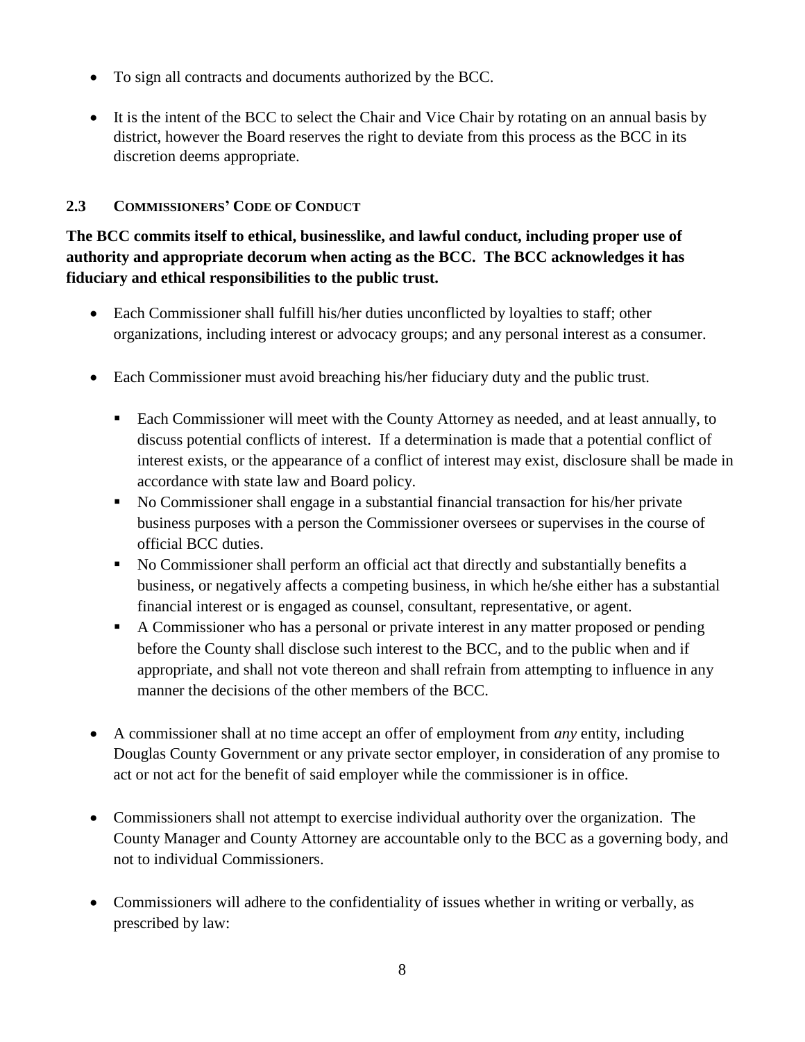- To sign all contracts and documents authorized by the BCC.

- It is the intent of the BCC to select the Chair and Vice Chair by rotating on an annual basis by district, however the Board reserves the right to deviate from this process as the BCC in its discretion deems appropriate.

### 2.3 COMMISSIONERS' CODE OF CONDUCT

**The BCC commits itself to ethical, businesslike, and lawful conduct, including proper use of authority and appropriate decorum when acting as the BCC. The BCC acknowledges it has fiduciary and ethical responsibilities to the public trust.**

- Each Commissioner shall fulfill his/her duties unconflicted by loyalties to staff; other organizations, including interest or advocacy groups; and any personal interest as a consumer.

- Each Commissioner must avoid breaching his/her fiduciary duty and the public trust.
  - Each Commissioner will meet with the County Attorney as needed, and at least annually, to discuss potential conflicts of interest. If a determination is made that a potential conflict of interest exists, or the appearance of a conflict of interest may exist, disclosure shall be made in accordance with state law and Board policy.
  - No Commissioner shall engage in a substantial financial transaction for his/her private business purposes with a person the Commissioner oversees or supervises in the course of official BCC duties.
  - No Commissioner shall perform an official act that directly and substantially benefits a business, or negatively affects a competing business, in which he/she either has a substantial financial interest or is engaged as counsel, consultant, representative, or agent.
  - A Commissioner who has a personal or private interest in any matter proposed or pending before the County shall disclose such interest to the BCC, and to the public when and if appropriate, and shall not vote thereon and shall refrain from attempting to influence in any manner the decisions of the other members of the BCC.

- A commissioner shall at no time accept an offer of employment from *any* entity, including Douglas County Government or any private sector employer, in consideration of any promise to act or not act for the benefit of said employer while the commissioner is in office.

- Commissioners shall not attempt to exercise individual authority over the organization. The County Manager and County Attorney are accountable only to the BCC as a governing body, and not to individual Commissioners.

- Commissioners will adhere to the confidentiality of issues whether in writing or verbally, as prescribed by law: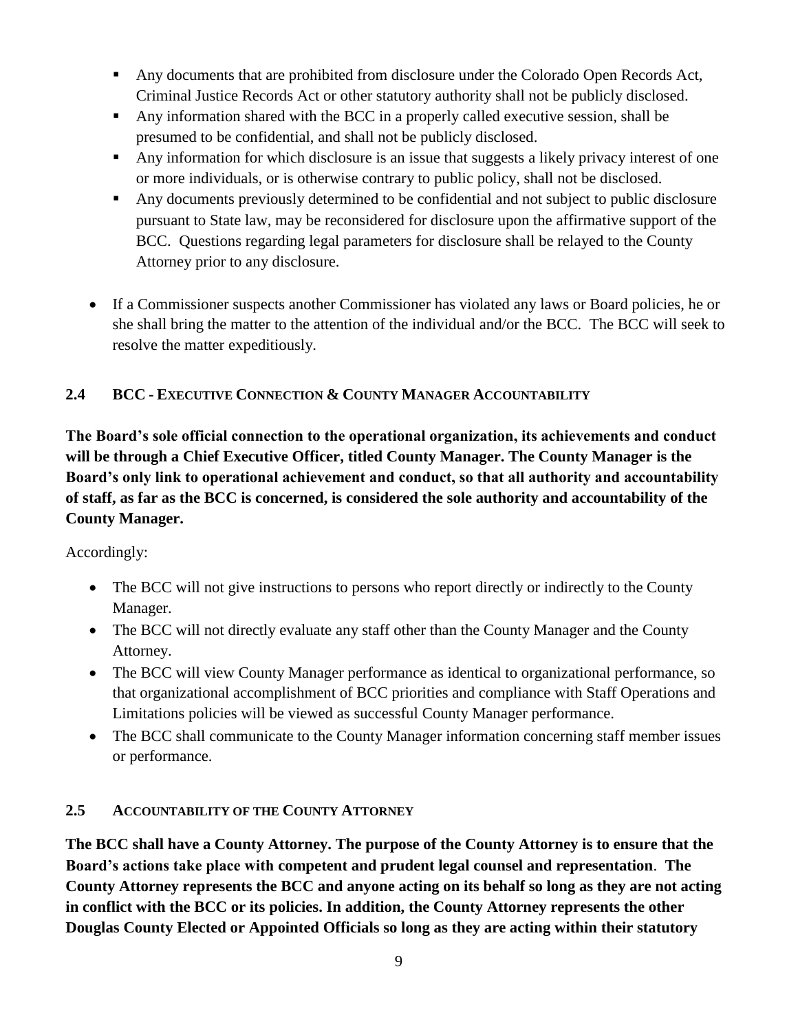- Any documents that are prohibited from disclosure under the Colorado Open Records Act, Criminal Justice Records Act or other statutory authority shall not be publicly disclosed.
  - Any information shared with the BCC in a properly called executive session, shall be presumed to be confidential, and shall not be publicly disclosed.
  - Any information for which disclosure is an issue that suggests a likely privacy interest of one or more individuals, or is otherwise contrary to public policy, shall not be disclosed.
  - Any documents previously determined to be confidential and not subject to public disclosure pursuant to State law, may be reconsidered for disclosure upon the affirmative support of the BCC. Questions regarding legal parameters for disclosure shall be relayed to the County Attorney prior to any disclosure.

- If a Commissioner suspects another Commissioner has violated any laws or Board policies, he or she shall bring the matter to the attention of the individual and/or the BCC. The BCC will seek to resolve the matter expeditiously.

## 2.4 BCC - Executive Connection & County Manager Accountability

**The Board's sole official connection to the operational organization, its achievements and conduct will be through a Chief Executive Officer, titled County Manager. The County Manager is the Board's only link to operational achievement and conduct, so that all authority and accountability of staff, as far as the BCC is concerned, is considered the sole authority and accountability of the County Manager.**

Accordingly:

- The BCC will not give instructions to persons who report directly or indirectly to the County Manager.
- The BCC will not directly evaluate any staff other than the County Manager and the County Attorney.
- The BCC will view County Manager performance as identical to organizational performance, so that organizational accomplishment of BCC priorities and compliance with Staff Operations and Limitations policies will be viewed as successful County Manager performance.
- The BCC shall communicate to the County Manager information concerning staff member issues or performance.

## 2.5 Accountability of the County Attorney

**The BCC shall have a County Attorney. The purpose of the County Attorney is to ensure that the Board's actions take place with competent and prudent legal counsel and representation**. **The County Attorney represents the BCC and anyone acting on its behalf so long as they are not acting in conflict with the BCC or its policies. In addition, the County Attorney represents the other Douglas County Elected or Appointed Officials so long as they are acting within their statutory**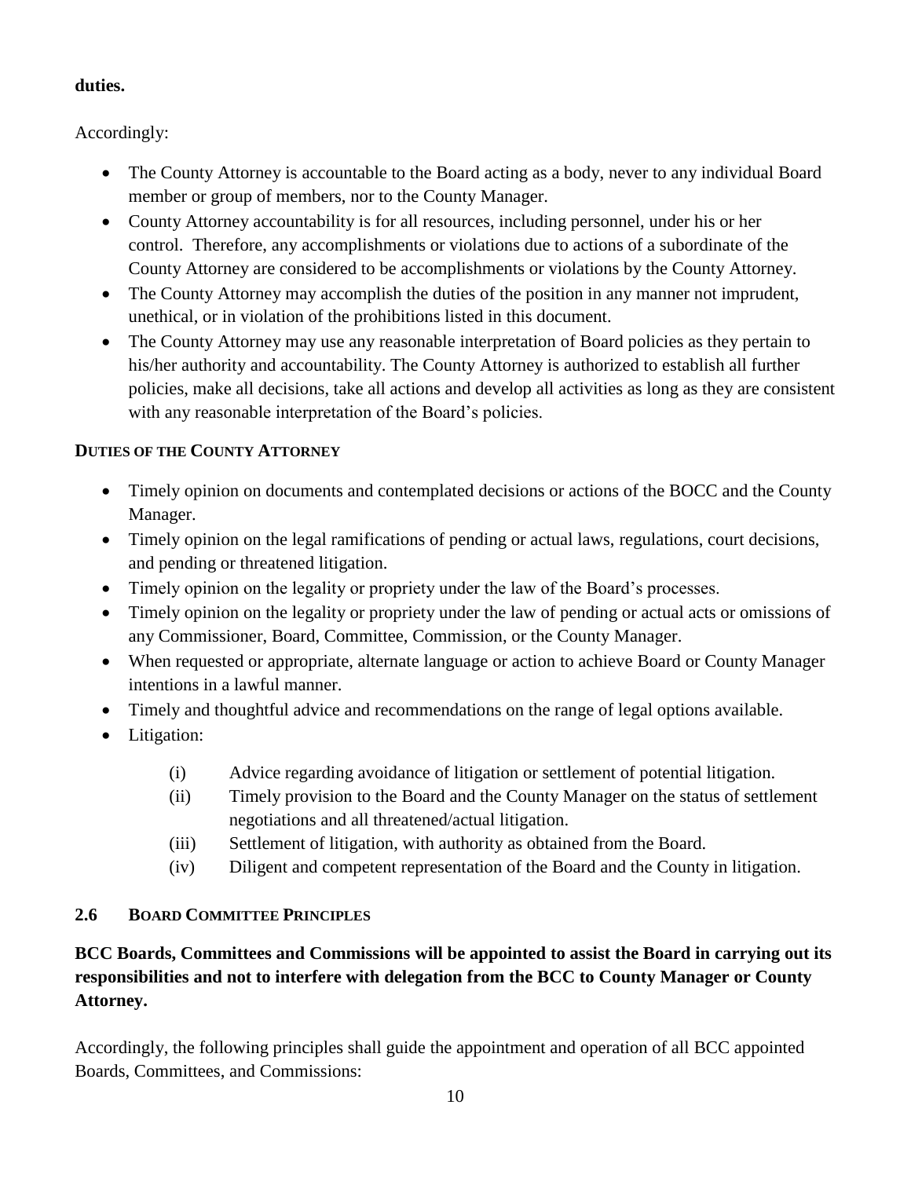**duties.**

Accordingly:

- The County Attorney is accountable to the Board acting as a body, never to any individual Board member or group of members, nor to the County Manager.
- County Attorney accountability is for all resources, including personnel, under his or her control. Therefore, any accomplishments or violations due to actions of a subordinate of the County Attorney are considered to be accomplishments or violations by the County Attorney.
- The County Attorney may accomplish the duties of the position in any manner not imprudent, unethical, or in violation of the prohibitions listed in this document.
- The County Attorney may use any reasonable interpretation of Board policies as they pertain to his/her authority and accountability. The County Attorney is authorized to establish all further policies, make all decisions, take all actions and develop all activities as long as they are consistent with any reasonable interpretation of the Board's policies.

**DUTIES OF THE COUNTY ATTORNEY**

- Timely opinion on documents and contemplated decisions or actions of the BOCC and the County Manager.
- Timely opinion on the legal ramifications of pending or actual laws, regulations, court decisions, and pending or threatened litigation.
- Timely opinion on the legality or propriety under the law of the Board's processes.
- Timely opinion on the legality or propriety under the law of pending or actual acts or omissions of any Commissioner, Board, Committee, Commission, or the County Manager.
- When requested or appropriate, alternate language or action to achieve Board or County Manager intentions in a lawful manner.
- Timely and thoughtful advice and recommendations on the range of legal options available.
- Litigation:
  - (i) Advice regarding avoidance of litigation or settlement of potential litigation.
  - (ii) Timely provision to the Board and the County Manager on the status of settlement negotiations and all threatened/actual litigation.
  - (iii) Settlement of litigation, with authority as obtained from the Board.
  - (iv) Diligent and competent representation of the Board and the County in litigation.

## 2.6 BOARD COMMITTEE PRINCIPLES

**BCC Boards, Committees and Commissions will be appointed to assist the Board in carrying out its responsibilities and not to interfere with delegation from the BCC to County Manager or County Attorney.**

Accordingly, the following principles shall guide the appointment and operation of all BCC appointed Boards, Committees, and Commissions: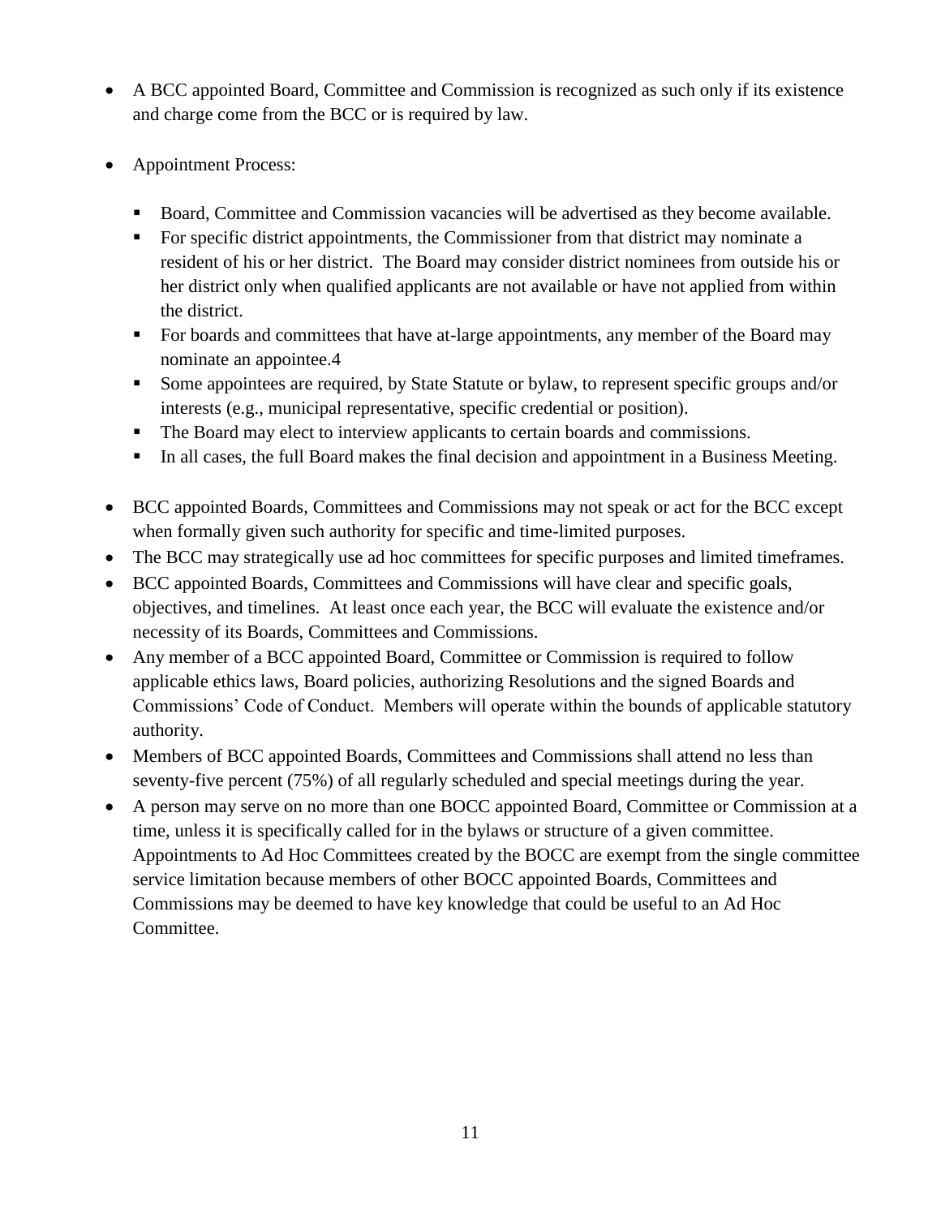- A BCC appointed Board, Committee and Commission is recognized as such only if its existence and charge come from the BCC or is required by law.
- Appointment Process:
  - Board, Committee and Commission vacancies will be advertised as they become available.
  - For specific district appointments, the Commissioner from that district may nominate a resident of his or her district. The Board may consider district nominees from outside his or her district only when qualified applicants are not available or have not applied from within the district.
  - For boards and committees that have at-large appointments, any member of the Board may nominate an appointee.4
  - Some appointees are required, by State Statute or bylaw, to represent specific groups and/or interests (e.g., municipal representative, specific credential or position).
  - The Board may elect to interview applicants to certain boards and commissions.
  - In all cases, the full Board makes the final decision and appointment in a Business Meeting.
- BCC appointed Boards, Committees and Commissions may not speak or act for the BCC except when formally given such authority for specific and time-limited purposes.
- The BCC may strategically use ad hoc committees for specific purposes and limited timeframes.
- BCC appointed Boards, Committees and Commissions will have clear and specific goals, objectives, and timelines. At least once each year, the BCC will evaluate the existence and/or necessity of its Boards, Committees and Commissions.
- Any member of a BCC appointed Board, Committee or Commission is required to follow applicable ethics laws, Board policies, authorizing Resolutions and the signed Boards and Commissions' Code of Conduct. Members will operate within the bounds of applicable statutory authority.
- Members of BCC appointed Boards, Committees and Commissions shall attend no less than seventy-five percent (75%) of all regularly scheduled and special meetings during the year.
- A person may serve on no more than one BOCC appointed Board, Committee or Commission at a time, unless it is specifically called for in the bylaws or structure of a given committee. Appointments to Ad Hoc Committees created by the BOCC are exempt from the single committee service limitation because members of other BOCC appointed Boards, Committees and Commissions may be deemed to have key knowledge that could be useful to an Ad Hoc Committee.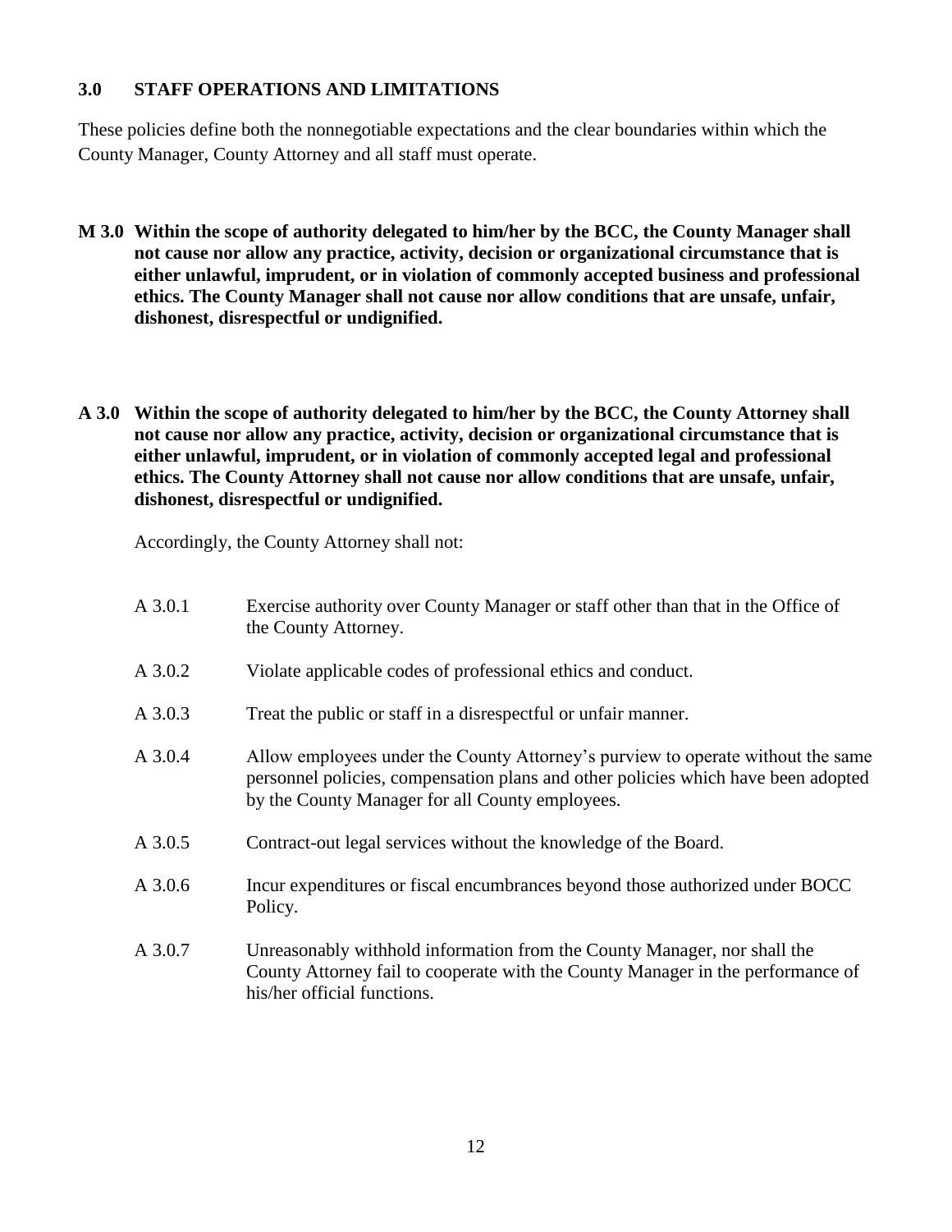## 3.0 STAFF OPERATIONS AND LIMITATIONS

These policies define both the nonnegotiable expectations and the clear boundaries within which the County Manager, County Attorney and all staff must operate.

**M 3.0 Within the scope of authority delegated to him/her by the BCC, the County Manager shall not cause nor allow any practice, activity, decision or organizational circumstance that is either unlawful, imprudent, or in violation of commonly accepted business and professional ethics. The County Manager shall not cause nor allow conditions that are unsafe, unfair, dishonest, disrespectful or undignified.**

**A 3.0 Within the scope of authority delegated to him/her by the BCC, the County Attorney shall not cause nor allow any practice, activity, decision or organizational circumstance that is either unlawful, imprudent, or in violation of commonly accepted legal and professional ethics. The County Attorney shall not cause nor allow conditions that are unsafe, unfair, dishonest, disrespectful or undignified.**

Accordingly, the County Attorney shall not:

A 3.0.1 Exercise authority over County Manager or staff other than that in the Office of the County Attorney.

A 3.0.2 Violate applicable codes of professional ethics and conduct.

A 3.0.3 Treat the public or staff in a disrespectful or unfair manner.

A 3.0.4 Allow employees under the County Attorney's purview to operate without the same personnel policies, compensation plans and other policies which have been adopted by the County Manager for all County employees.

A 3.0.5 Contract-out legal services without the knowledge of the Board.

A 3.0.6 Incur expenditures or fiscal encumbrances beyond those authorized under BOCC Policy.

A 3.0.7 Unreasonably withhold information from the County Manager, nor shall the County Attorney fail to cooperate with the County Manager in the performance of his/her official functions.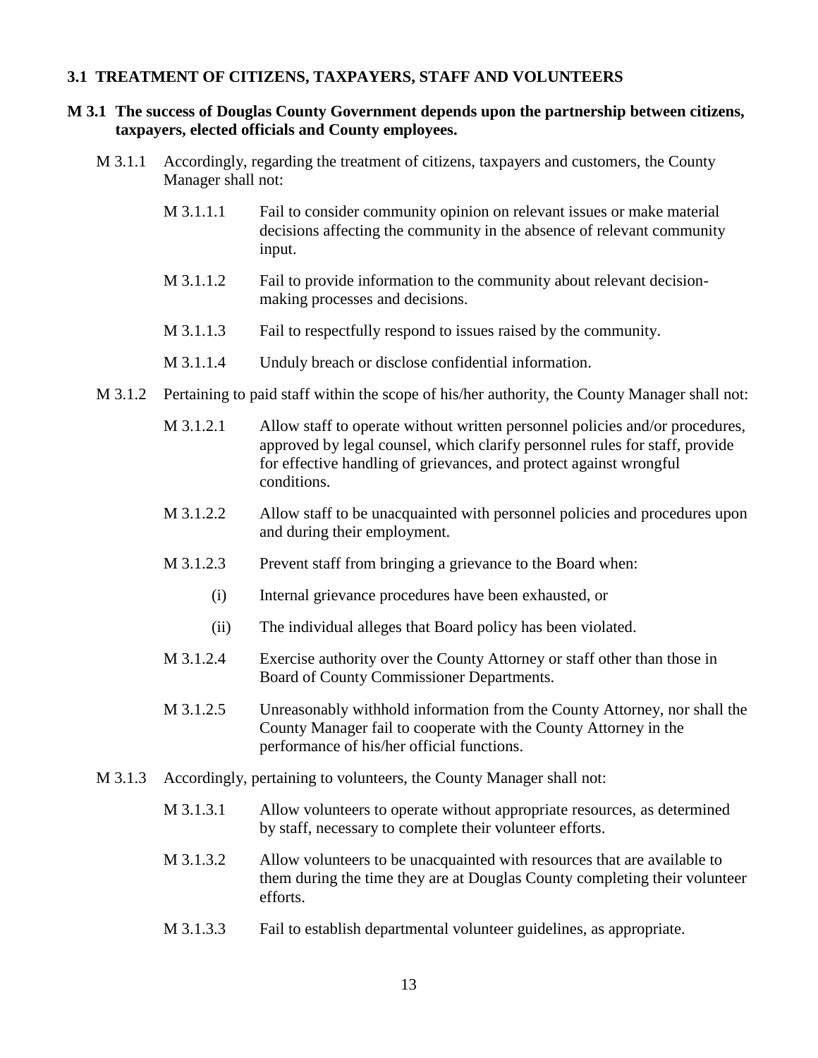## 3.1 TREATMENT OF CITIZENS, TAXPAYERS, STAFF AND VOLUNTEERS

**M 3.1 The success of Douglas County Government depends upon the partnership between citizens, taxpayers, elected officials and County employees.**

M 3.1.1 Accordingly, regarding the treatment of citizens, taxpayers and customers, the County Manager shall not:

- M 3.1.1.1 Fail to consider community opinion on relevant issues or make material decisions affecting the community in the absence of relevant community input.
- M 3.1.1.2 Fail to provide information to the community about relevant decision-making processes and decisions.
- M 3.1.1.3 Fail to respectfully respond to issues raised by the community.
- M 3.1.1.4 Unduly breach or disclose confidential information.

M 3.1.2 Pertaining to paid staff within the scope of his/her authority, the County Manager shall not:

- M 3.1.2.1 Allow staff to operate without written personnel policies and/or procedures, approved by legal counsel, which clarify personnel rules for staff, provide for effective handling of grievances, and protect against wrongful conditions.
- M 3.1.2.2 Allow staff to be unacquainted with personnel policies and procedures upon and during their employment.
- M 3.1.2.3 Prevent staff from bringing a grievance to the Board when:
  - (i) Internal grievance procedures have been exhausted, or
  - (ii) The individual alleges that Board policy has been violated.
- M 3.1.2.4 Exercise authority over the County Attorney or staff other than those in Board of County Commissioner Departments.
- M 3.1.2.5 Unreasonably withhold information from the County Attorney, nor shall the County Manager fail to cooperate with the County Attorney in the performance of his/her official functions.

M 3.1.3 Accordingly, pertaining to volunteers, the County Manager shall not:

- M 3.1.3.1 Allow volunteers to operate without appropriate resources, as determined by staff, necessary to complete their volunteer efforts.
- M 3.1.3.2 Allow volunteers to be unacquainted with resources that are available to them during the time they are at Douglas County completing their volunteer efforts.
- M 3.1.3.3 Fail to establish departmental volunteer guidelines, as appropriate.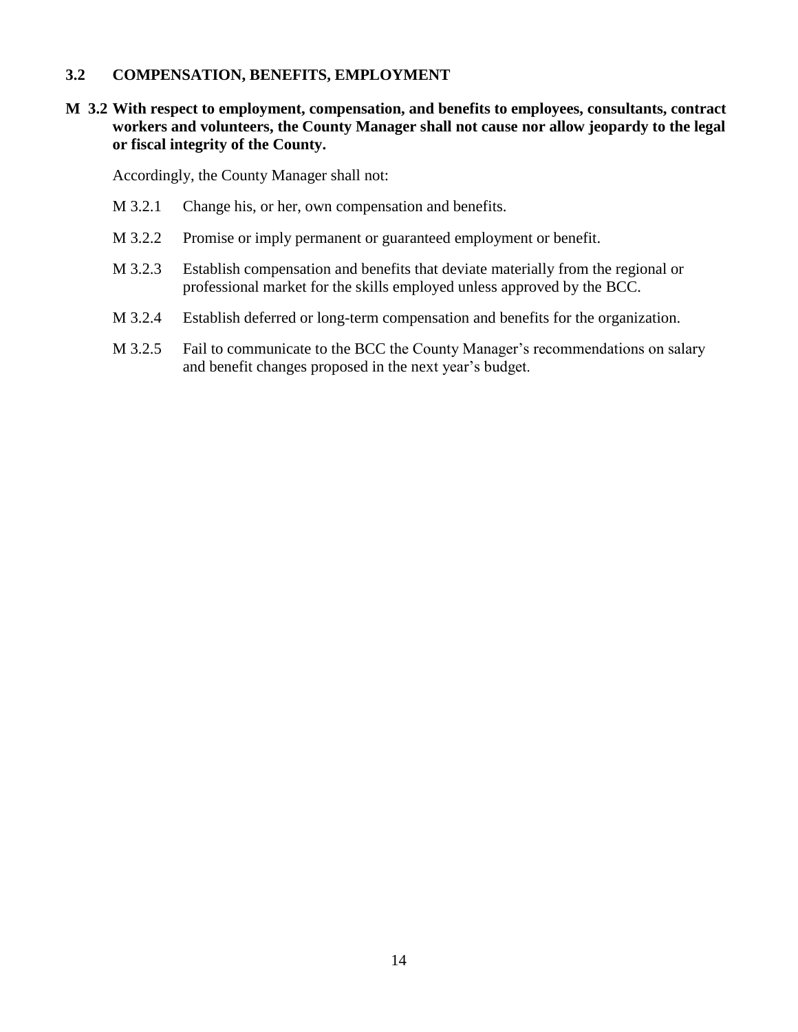## 3.2 COMPENSATION, BENEFITS, EMPLOYMENT

**M 3.2 With respect to employment, compensation, and benefits to employees, consultants, contract workers and volunteers, the County Manager shall not cause nor allow jeopardy to the legal or fiscal integrity of the County.**

Accordingly, the County Manager shall not:

- M 3.2.1 Change his, or her, own compensation and benefits.
- M 3.2.2 Promise or imply permanent or guaranteed employment or benefit.
- M 3.2.3 Establish compensation and benefits that deviate materially from the regional or professional market for the skills employed unless approved by the BCC.
- M 3.2.4 Establish deferred or long-term compensation and benefits for the organization.
- M 3.2.5 Fail to communicate to the BCC the County Manager's recommendations on salary and benefit changes proposed in the next year's budget.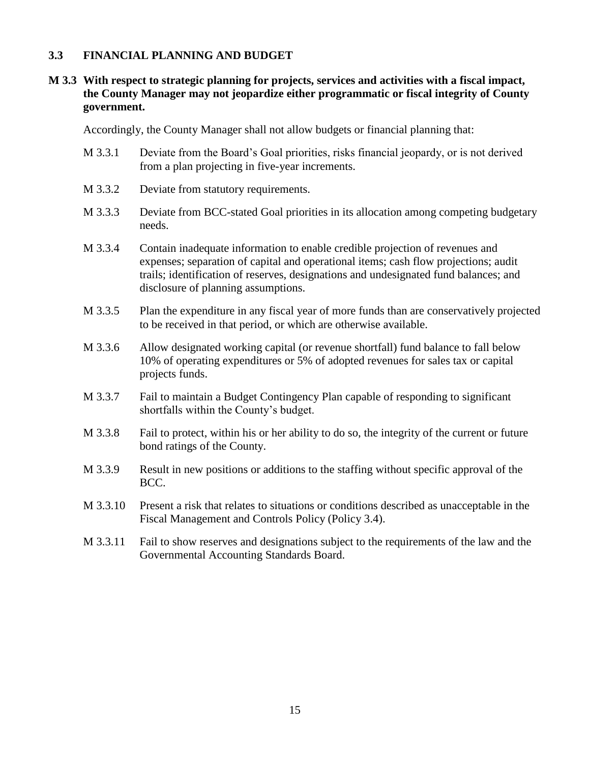## 3.3 FINANCIAL PLANNING AND BUDGET

**M 3.3 With respect to strategic planning for projects, services and activities with a fiscal impact, the County Manager may not jeopardize either programmatic or fiscal integrity of County government.**

Accordingly, the County Manager shall not allow budgets or financial planning that:

- M 3.3.1 Deviate from the Board's Goal priorities, risks financial jeopardy, or is not derived from a plan projecting in five-year increments.
- M 3.3.2 Deviate from statutory requirements.
- M 3.3.3 Deviate from BCC-stated Goal priorities in its allocation among competing budgetary needs.
- M 3.3.4 Contain inadequate information to enable credible projection of revenues and expenses; separation of capital and operational items; cash flow projections; audit trails; identification of reserves, designations and undesignated fund balances; and disclosure of planning assumptions.
- M 3.3.5 Plan the expenditure in any fiscal year of more funds than are conservatively projected to be received in that period, or which are otherwise available.
- M 3.3.6 Allow designated working capital (or revenue shortfall) fund balance to fall below 10% of operating expenditures or 5% of adopted revenues for sales tax or capital projects funds.
- M 3.3.7 Fail to maintain a Budget Contingency Plan capable of responding to significant shortfalls within the County's budget.
- M 3.3.8 Fail to protect, within his or her ability to do so, the integrity of the current or future bond ratings of the County.
- M 3.3.9 Result in new positions or additions to the staffing without specific approval of the BCC.
- M 3.3.10 Present a risk that relates to situations or conditions described as unacceptable in the Fiscal Management and Controls Policy (Policy 3.4).
- M 3.3.11 Fail to show reserves and designations subject to the requirements of the law and the Governmental Accounting Standards Board.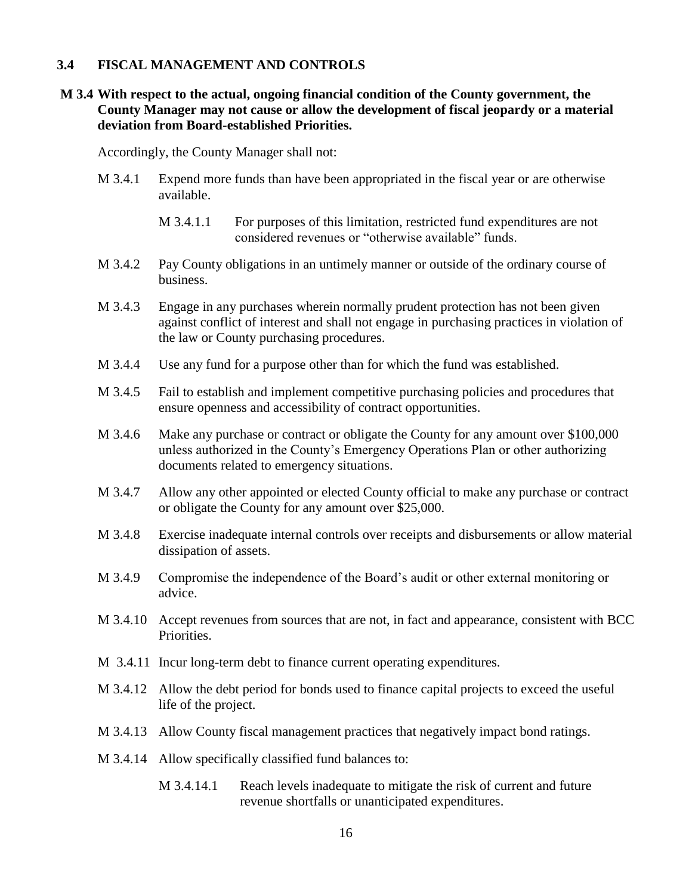## 3.4 FISCAL MANAGEMENT AND CONTROLS

**M 3.4 With respect to the actual, ongoing financial condition of the County government, the County Manager may not cause or allow the development of fiscal jeopardy or a material deviation from Board-established Priorities.**

Accordingly, the County Manager shall not:

- M 3.4.1 Expend more funds than have been appropriated in the fiscal year or are otherwise available.
  - M 3.4.1.1 For purposes of this limitation, restricted fund expenditures are not considered revenues or "otherwise available" funds.
- M 3.4.2 Pay County obligations in an untimely manner or outside of the ordinary course of business.
- M 3.4.3 Engage in any purchases wherein normally prudent protection has not been given against conflict of interest and shall not engage in purchasing practices in violation of the law or County purchasing procedures.
- M 3.4.4 Use any fund for a purpose other than for which the fund was established.
- M 3.4.5 Fail to establish and implement competitive purchasing policies and procedures that ensure openness and accessibility of contract opportunities.
- M 3.4.6 Make any purchase or contract or obligate the County for any amount over $100,000 unless authorized in the County's Emergency Operations Plan or other authorizing documents related to emergency situations.
- M 3.4.7 Allow any other appointed or elected County official to make any purchase or contract or obligate the County for any amount over $25,000.
- M 3.4.8 Exercise inadequate internal controls over receipts and disbursements or allow material dissipation of assets.
- M 3.4.9 Compromise the independence of the Board's audit or other external monitoring or advice.
- M 3.4.10 Accept revenues from sources that are not, in fact and appearance, consistent with BCC Priorities.
- M 3.4.11 Incur long-term debt to finance current operating expenditures.
- M 3.4.12 Allow the debt period for bonds used to finance capital projects to exceed the useful life of the project.
- M 3.4.13 Allow County fiscal management practices that negatively impact bond ratings.
- M 3.4.14 Allow specifically classified fund balances to:
  - M 3.4.14.1 Reach levels inadequate to mitigate the risk of current and future revenue shortfalls or unanticipated expenditures.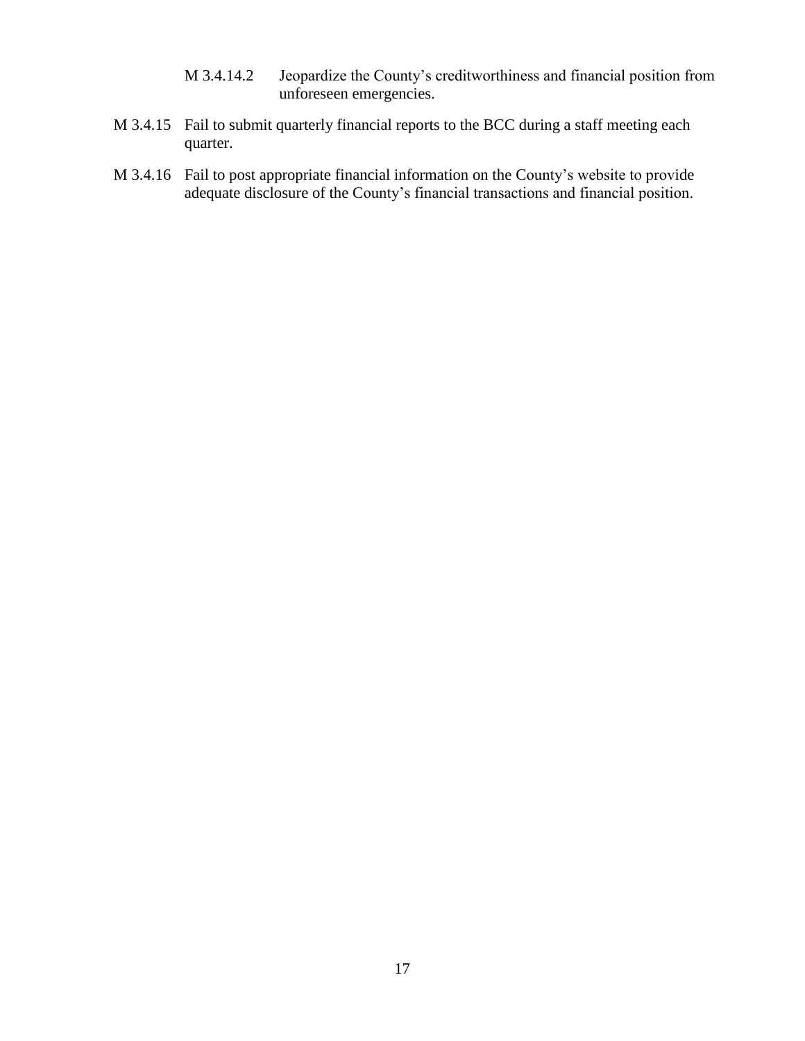M 3.4.14.2 Jeopardize the County's creditworthiness and financial position from unforeseen emergencies.

M 3.4.15 Fail to submit quarterly financial reports to the BCC during a staff meeting each quarter.

M 3.4.16 Fail to post appropriate financial information on the County's website to provide adequate disclosure of the County's financial transactions and financial position.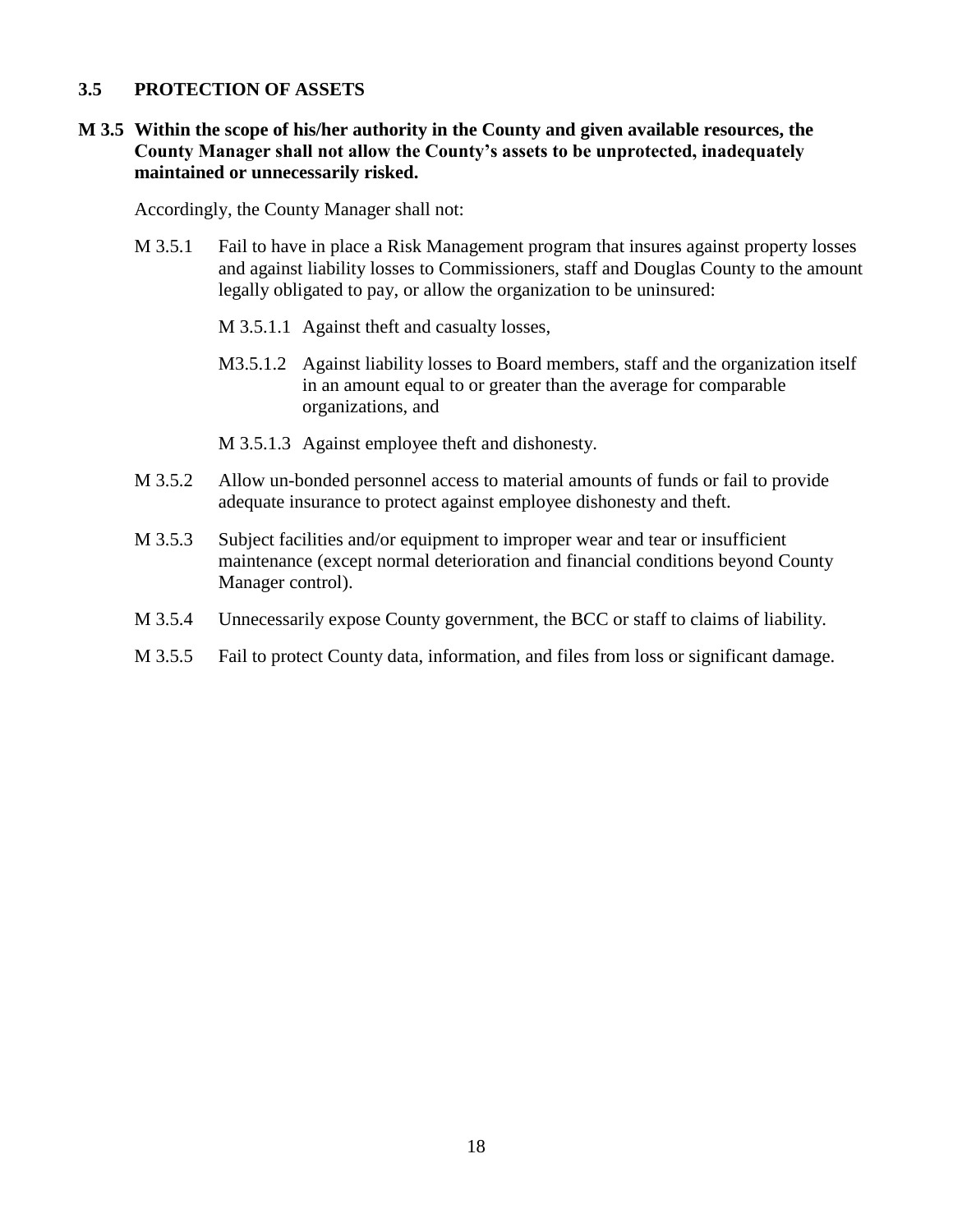## 3.5 PROTECTION OF ASSETS

**M 3.5 Within the scope of his/her authority in the County and given available resources, the County Manager shall not allow the County's assets to be unprotected, inadequately maintained or unnecessarily risked.**

Accordingly, the County Manager shall not:

- M 3.5.1 Fail to have in place a Risk Management program that insures against property losses and against liability losses to Commissioners, staff and Douglas County to the amount legally obligated to pay, or allow the organization to be uninsured:
  - M 3.5.1.1 Against theft and casualty losses,
  - M3.5.1.2 Against liability losses to Board members, staff and the organization itself in an amount equal to or greater than the average for comparable organizations, and
  - M 3.5.1.3 Against employee theft and dishonesty.
- M 3.5.2 Allow un-bonded personnel access to material amounts of funds or fail to provide adequate insurance to protect against employee dishonesty and theft.
- M 3.5.3 Subject facilities and/or equipment to improper wear and tear or insufficient maintenance (except normal deterioration and financial conditions beyond County Manager control).
- M 3.5.4 Unnecessarily expose County government, the BCC or staff to claims of liability.
- M 3.5.5 Fail to protect County data, information, and files from loss or significant damage.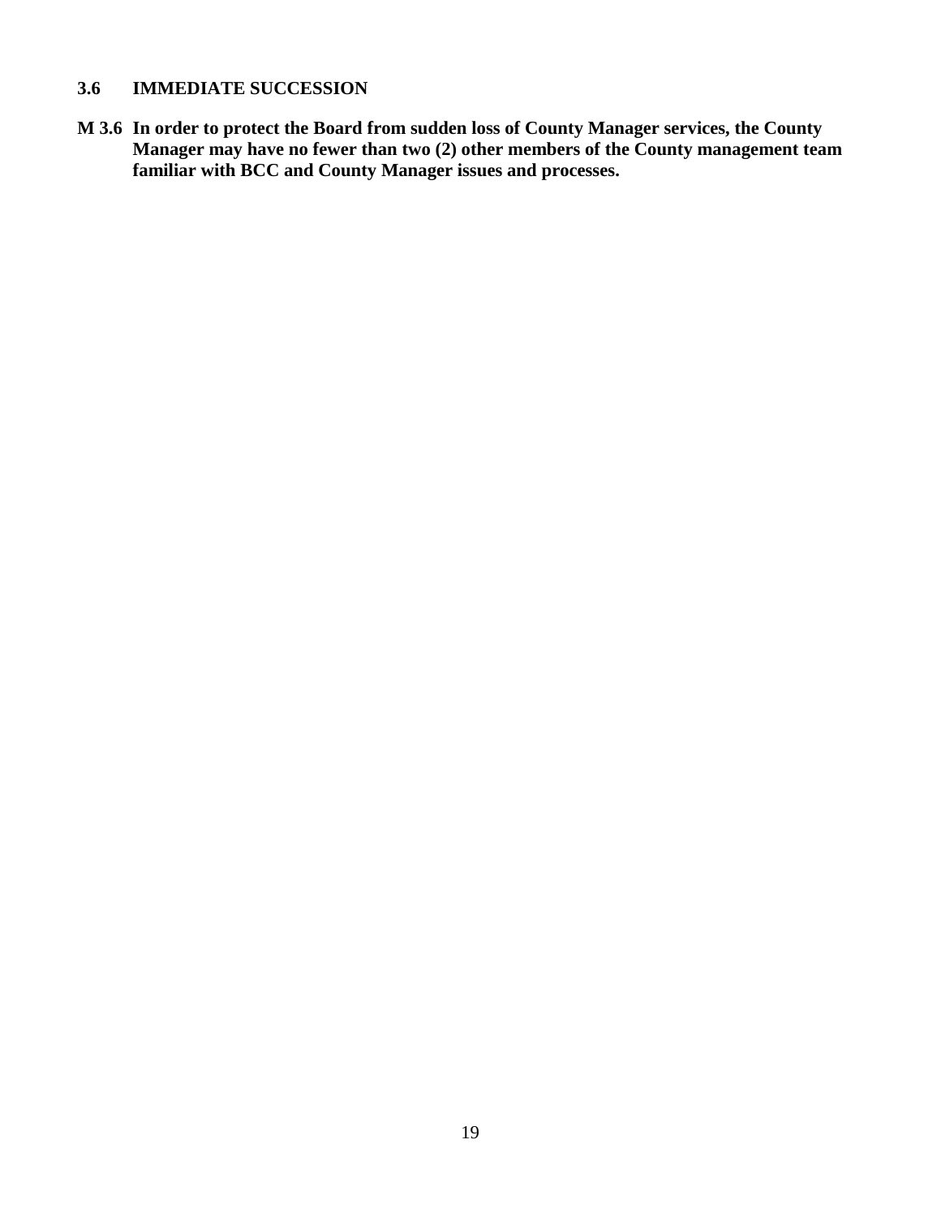### 3.6 IMMEDIATE SUCCESSION

**M 3.6 In order to protect the Board from sudden loss of County Manager services, the County Manager may have no fewer than two (2) other members of the County management team familiar with BCC and County Manager issues and processes.**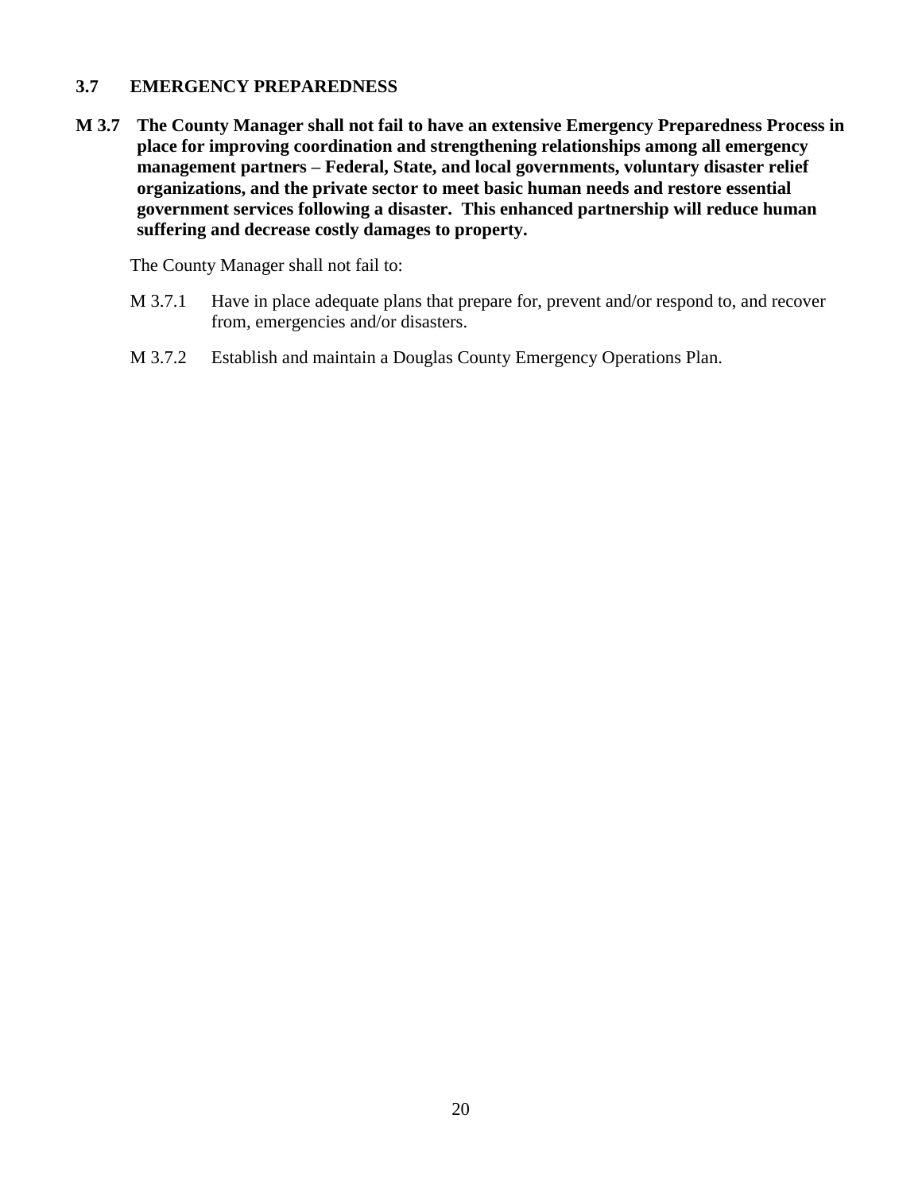### 3.7 EMERGENCY PREPAREDNESS

**M 3.7 The County Manager shall not fail to have an extensive Emergency Preparedness Process in place for improving coordination and strengthening relationships among all emergency management partners – Federal, State, and local governments, voluntary disaster relief organizations, and the private sector to meet basic human needs and restore essential government services following a disaster. This enhanced partnership will reduce human suffering and decrease costly damages to property.**

The County Manager shall not fail to:

M 3.7.1 Have in place adequate plans that prepare for, prevent and/or respond to, and recover from, emergencies and/or disasters.

M 3.7.2 Establish and maintain a Douglas County Emergency Operations Plan.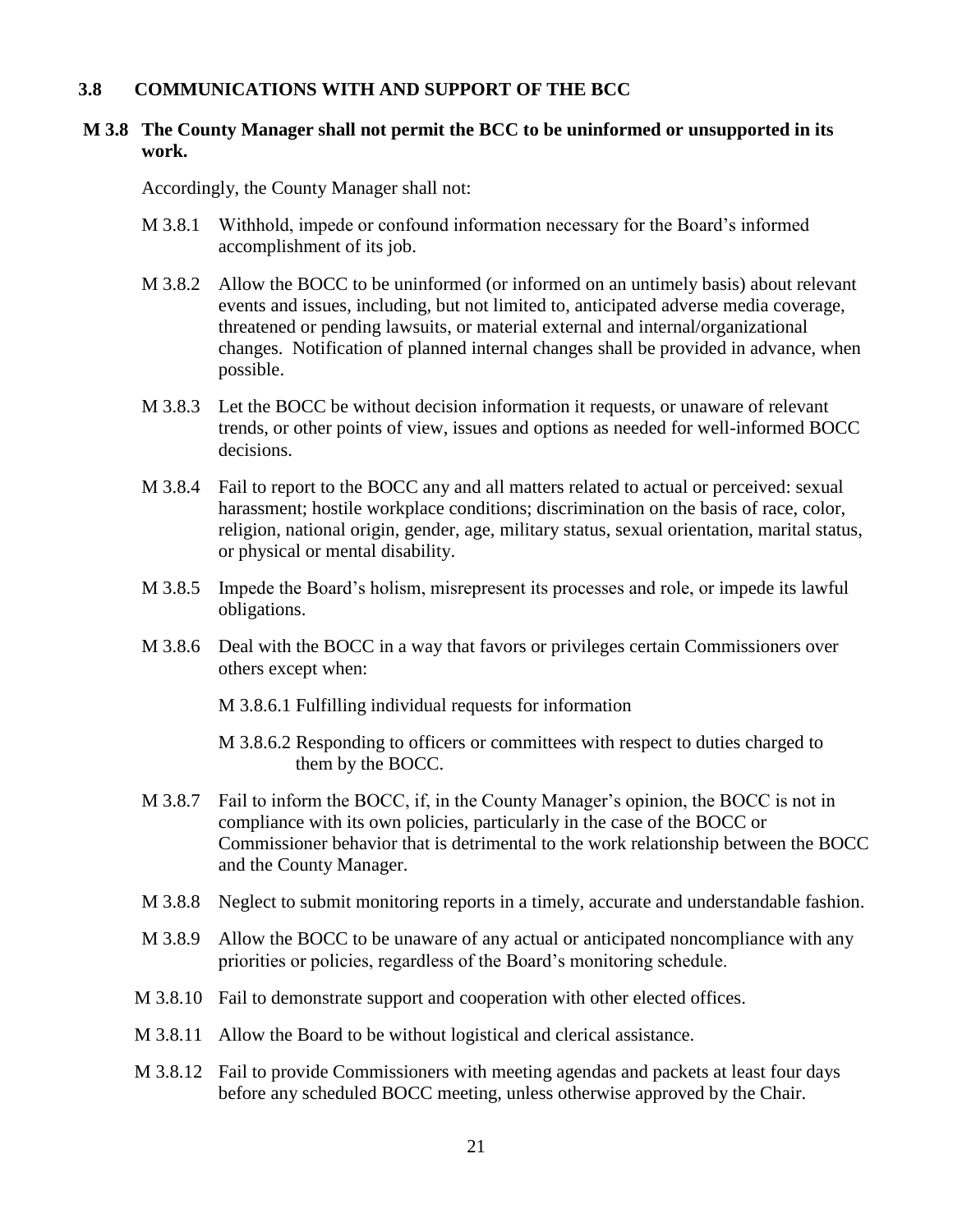## 3.8 COMMUNICATIONS WITH AND SUPPORT OF THE BCC

**M 3.8 The County Manager shall not permit the BCC to be uninformed or unsupported in its work.**

Accordingly, the County Manager shall not:

M 3.8.1 Withhold, impede or confound information necessary for the Board's informed accomplishment of its job.

M 3.8.2 Allow the BOCC to be uninformed (or informed on an untimely basis) about relevant events and issues, including, but not limited to, anticipated adverse media coverage, threatened or pending lawsuits, or material external and internal/organizational changes. Notification of planned internal changes shall be provided in advance, when possible.

M 3.8.3 Let the BOCC be without decision information it requests, or unaware of relevant trends, or other points of view, issues and options as needed for well-informed BOCC decisions.

M 3.8.4 Fail to report to the BOCC any and all matters related to actual or perceived: sexual harassment; hostile workplace conditions; discrimination on the basis of race, color, religion, national origin, gender, age, military status, sexual orientation, marital status, or physical or mental disability.

M 3.8.5 Impede the Board's holism, misrepresent its processes and role, or impede its lawful obligations.

M 3.8.6 Deal with the BOCC in a way that favors or privileges certain Commissioners over others except when:

M 3.8.6.1 Fulfilling individual requests for information

M 3.8.6.2 Responding to officers or committees with respect to duties charged to them by the BOCC.

M 3.8.7 Fail to inform the BOCC, if, in the County Manager's opinion, the BOCC is not in compliance with its own policies, particularly in the case of the BOCC or Commissioner behavior that is detrimental to the work relationship between the BOCC and the County Manager.

M 3.8.8 Neglect to submit monitoring reports in a timely, accurate and understandable fashion.

M 3.8.9 Allow the BOCC to be unaware of any actual or anticipated noncompliance with any priorities or policies, regardless of the Board's monitoring schedule.

M 3.8.10 Fail to demonstrate support and cooperation with other elected offices.

M 3.8.11 Allow the Board to be without logistical and clerical assistance.

M 3.8.12 Fail to provide Commissioners with meeting agendas and packets at least four days before any scheduled BOCC meeting, unless otherwise approved by the Chair.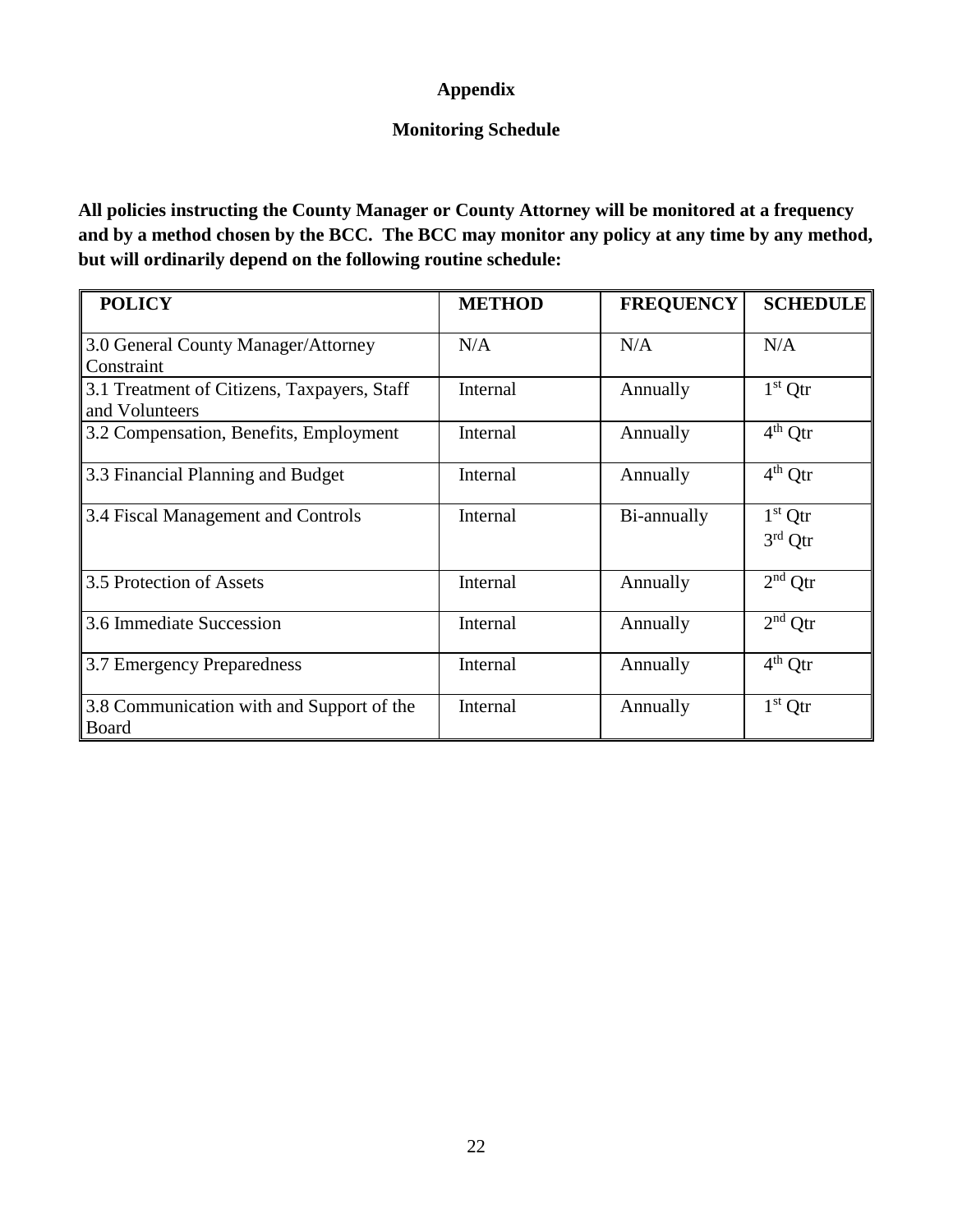# Appendix

## Monitoring Schedule

**All policies instructing the County Manager or County Attorney will be monitored at a frequency and by a method chosen by the BCC. The BCC may monitor any policy at any time by any method, but will ordinarily depend on the following routine schedule:**

| POLICY | METHOD | FREQUENCY | SCHEDULE |
|---|---|---|---|
| 3.0 General County Manager/Attorney Constraint | N/A | N/A | N/A |
| 3.1 Treatment of Citizens, Taxpayers, Staff and Volunteers | Internal | Annually | 1st Qtr |
| 3.2 Compensation, Benefits, Employment | Internal | Annually | 4th Qtr |
| 3.3 Financial Planning and Budget | Internal | Annually | 4th Qtr |
| 3.4 Fiscal Management and Controls | Internal | Bi-annually | 1st Qtr<br>3rd Qtr |
| 3.5 Protection of Assets | Internal | Annually | 2nd Qtr |
| 3.6 Immediate Succession | Internal | Annually | 2nd Qtr |
| 3.7 Emergency Preparedness | Internal | Annually | 4th Qtr |
| 3.8 Communication with and Support of the Board | Internal | Annually | 1st Qtr |